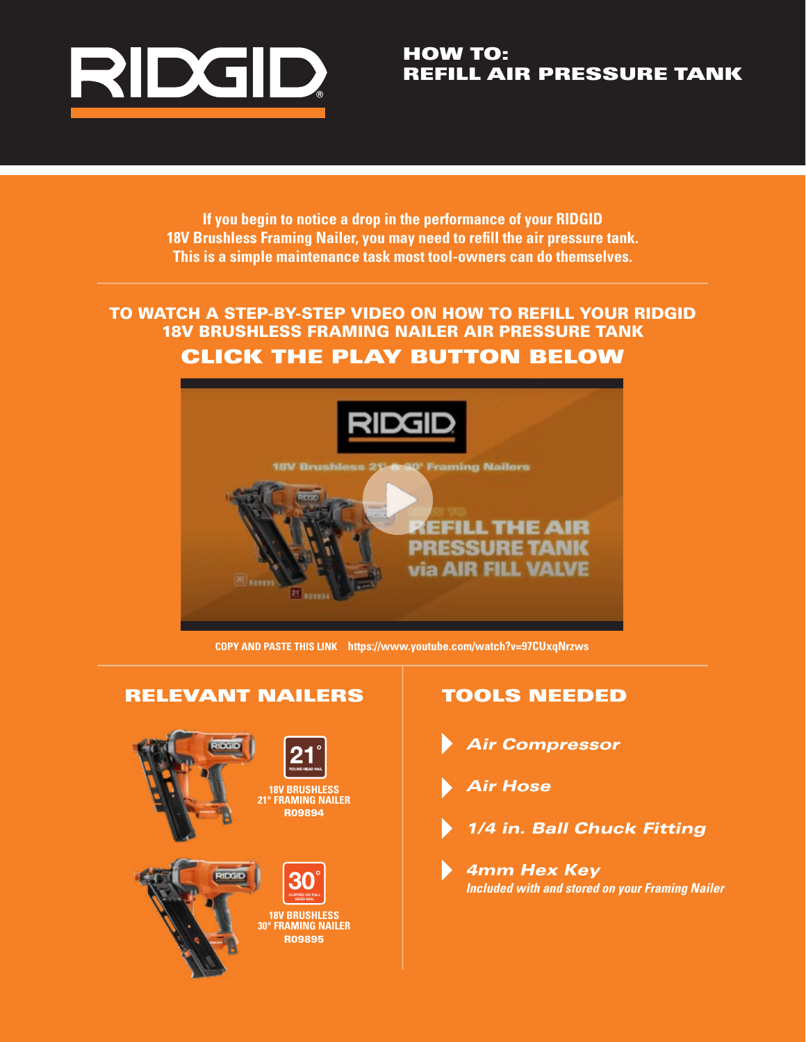# RIDGID

## HOW TO: REFILL AIR PRESSURE TANK

**If you begin to notice a drop in the performance of your RIDGID 18V Brushless Framing Nailer, you may need to refill the air pressure tank. This is a simple maintenance task most tool-owners can do themselves.**

---

### TO WATCH A STEP-BY-STEP VIDEO ON HOW TO REFILL YOUR RIDGID 18V BRUSHLESS FRAMING NAILER AIR PRESSURE TANK

### CLICK THE PLAY BUTTON BELOW

**COPY AND PASTE THIS LINK** **https://www.youtube.com/watch?v=97CUxqNrzws**

---

## RELEVANT NAILERS

**21°** ROUND HEAD NAIL
**18V BRUSHLESS 21° FRAMING NAILER**
**R09894**

**30°** CLIPPED OR FULL HEAD NAIL
**18V BRUSHLESS 30° FRAMING NAILER**
**R09895**

## TOOLS NEEDED

- ***Air Compressor***
- ***Air Hose***
- ***1/4 in. Ball Chuck Fitting***
- ***4mm Hex Key***
  *Included with and stored on your Framing Nailer*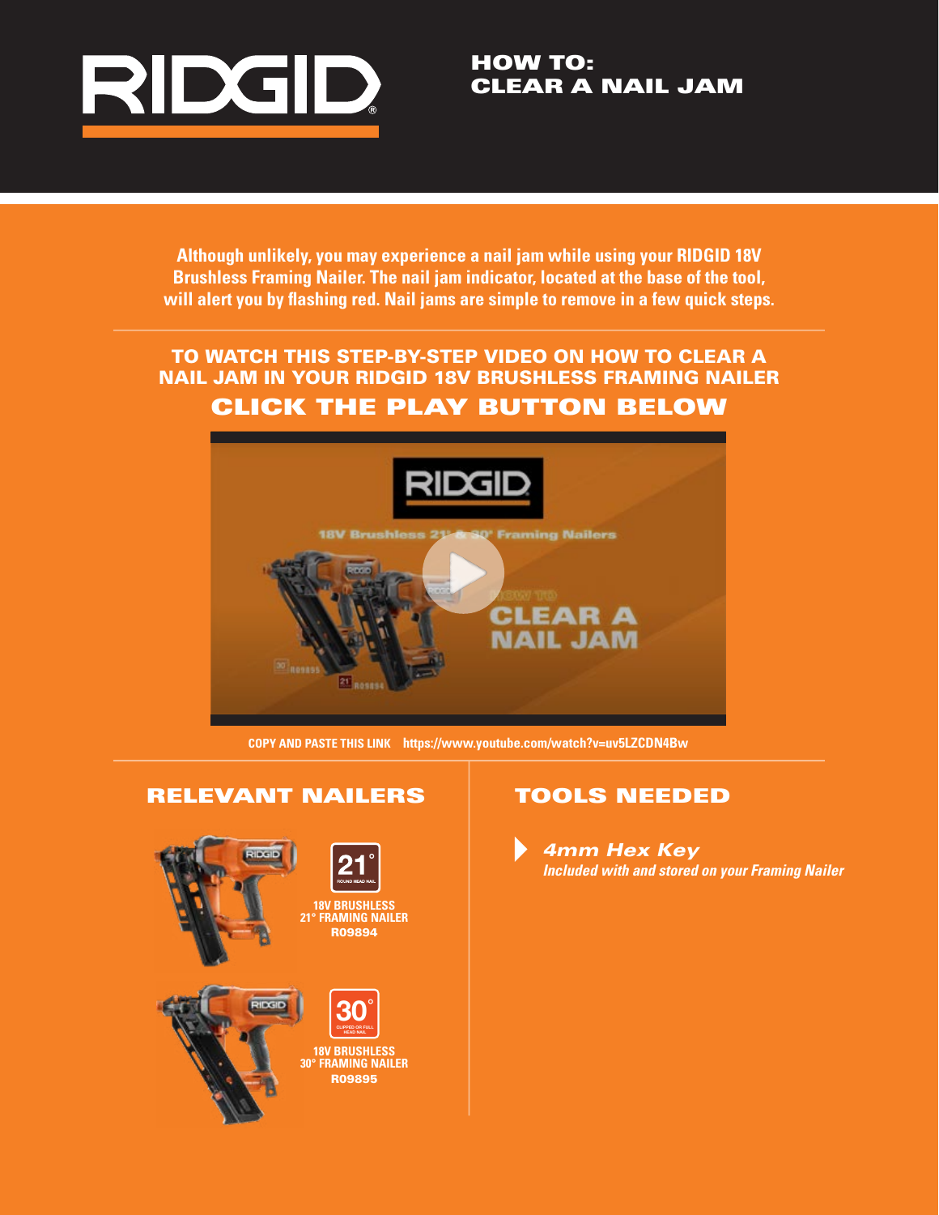# RIDGID

## HOW TO: CLEAR A NAIL JAM

**Although unlikely, you may experience a nail jam while using your RIDGID 18V Brushless Framing Nailer. The nail jam indicator, located at the base of the tool, will alert you by flashing red. Nail jams are simple to remove in a few quick steps.**

---

### TO WATCH THIS STEP-BY-STEP VIDEO ON HOW TO CLEAR A NAIL JAM IN YOUR RIDGID 18V BRUSHLESS FRAMING NAILER

### CLICK THE PLAY BUTTON BELOW

**COPY AND PASTE THIS LINK** https://www.youtube.com/watch?v=uv5LZCDN4Bw

---

## RELEVANT NAILERS

21° ROUND HEAD NAIL

**18V BRUSHLESS 21° FRAMING NAILER**
**R09894**

30° CLIPPED OR FULL HEAD NAIL

**18V BRUSHLESS 30° FRAMING NAILER**
**R09895**

## TOOLS NEEDED

- ***4mm Hex Key***
  *Included with and stored on your Framing Nailer*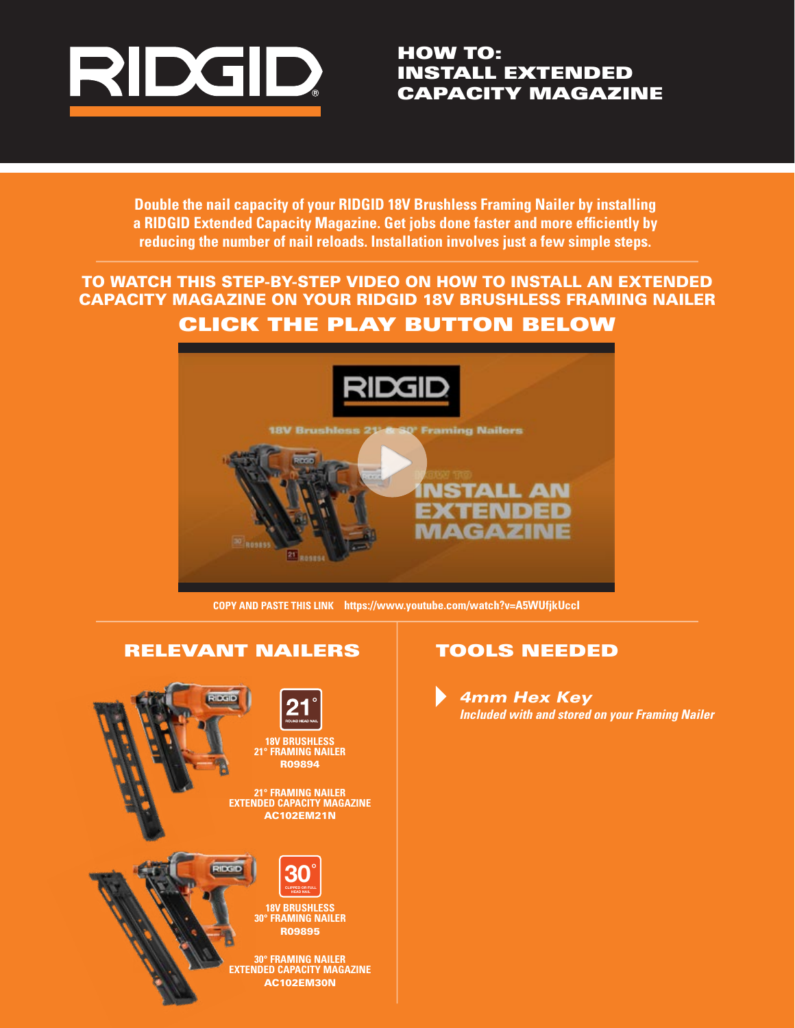# HOW TO: INSTALL EXTENDED CAPACITY MAGAZINE

**Double the nail capacity of your RIDGID 18V Brushless Framing Nailer by installing a RIDGID Extended Capacity Magazine. Get jobs done faster and more efficiently by reducing the number of nail reloads. Installation involves just a few simple steps.**

## TO WATCH THIS STEP-BY-STEP VIDEO ON HOW TO INSTALL AN EXTENDED CAPACITY MAGAZINE ON YOUR RIDGID 18V BRUSHLESS FRAMING NAILER

## CLICK THE PLAY BUTTON BELOW

**COPY AND PASTE THIS LINK** https://www.youtube.com/watch?v=A5WUfjkUccI

## RELEVANT NAILERS

**18V BRUSHLESS 21° FRAMING NAILER**
**R09894**

**21° FRAMING NAILER EXTENDED CAPACITY MAGAZINE**
**AC102EM21N**

**18V BRUSHLESS 30° FRAMING NAILER**
**R09895**

**30° FRAMING NAILER EXTENDED CAPACITY MAGAZINE**
**AC102EM30N**

## TOOLS NEEDED

- ***4mm Hex Key***
  *Included with and stored on your Framing Nailer*